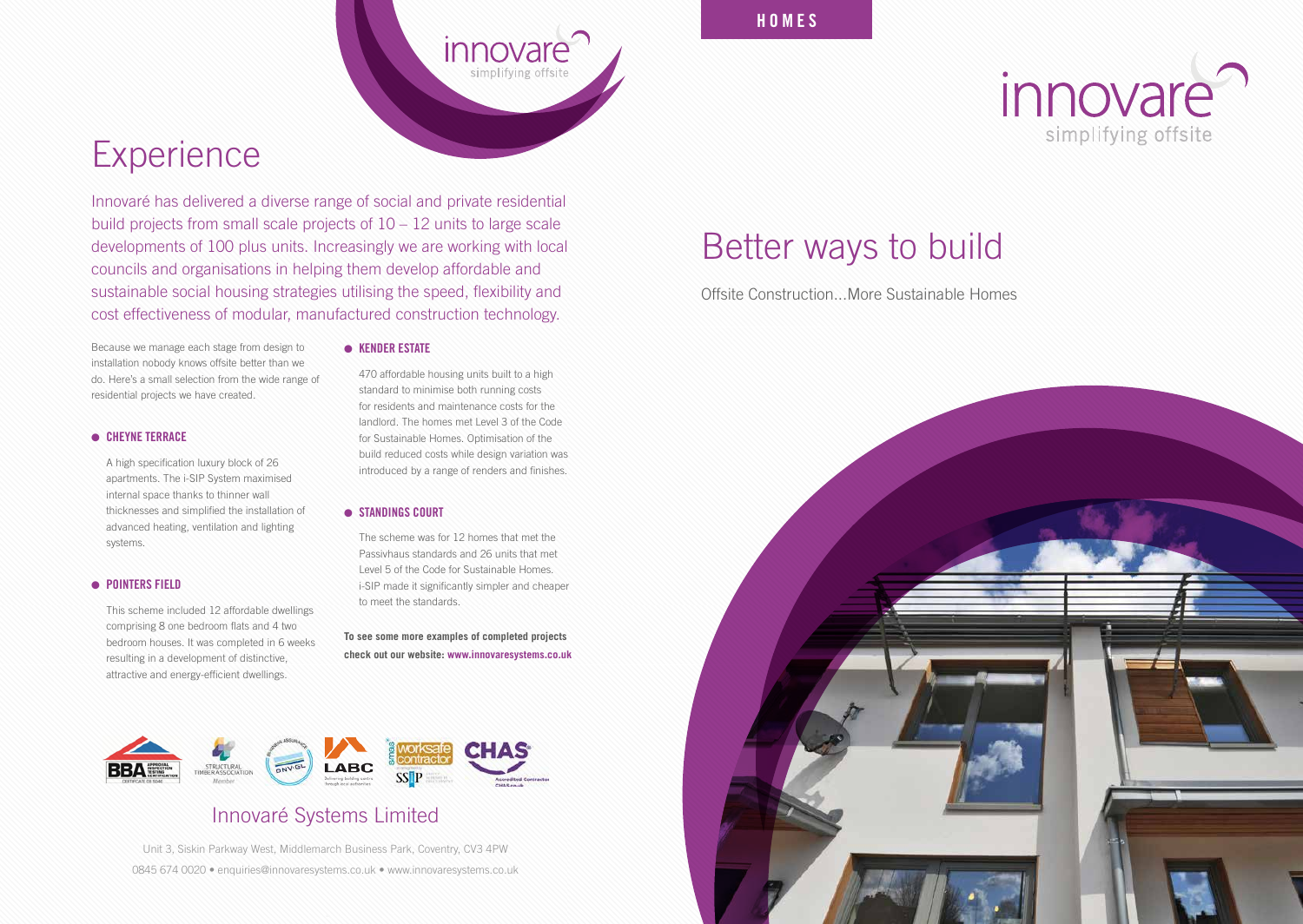# Experience

Innovaré has delivered a diverse range of social and private residential build projects from small scale projects of 10 – 12 units to large scale developments of 100 plus units. Increasingly we are working with local councils and organisations in helping them develop affordable and sustainable social housing strategies utilising the speed, flexibility and cost effectiveness of modular, manufactured construction technology.

Because we manage each stage from design to installation nobody knows offsite better than we do. Here's a small selection from the wide range of residential projects we have created.

- **CHEYNE TERRACE**

  A high specification luxury block of 26 apartments. The i-SIP System maximised internal space thanks to thinner wall thicknesses and simplified the installation of advanced heating, ventilation and lighting systems.

- **POINTERS FIELD**

  This scheme included 12 affordable dwellings comprising 8 one bedroom flats and 4 two bedroom houses. It was completed in 6 weeks resulting in a development of distinctive, attractive and energy-efficient dwellings.

- **KENDER ESTATE**

  470 affordable housing units built to a high standard to minimise both running costs for residents and maintenance costs for the landlord. The homes met Level 3 of the Code for Sustainable Homes. Optimisation of the build reduced costs while design variation was introduced by a range of renders and finishes.

- **STANDINGS COURT**

  The scheme was for 12 homes that met the Passivhaus standards and 26 units that met Level 5 of the Code for Sustainable Homes. i-SIP made it significantly simpler and cheaper to meet the standards.

**To see some more examples of completed projects check out our website: www.innovaresystems.co.uk**

## Innovaré Systems Limited

Unit 3, Siskin Parkway West, Middlemarch Business Park, Coventry, CV3 4PW

0845 674 0020 • enquiries@innovaresystems.co.uk • www.innovaresystems.co.uk

HOMES

innovaré
simplifying offsite

# Better ways to build

Offsite Construction...More Sustainable Homes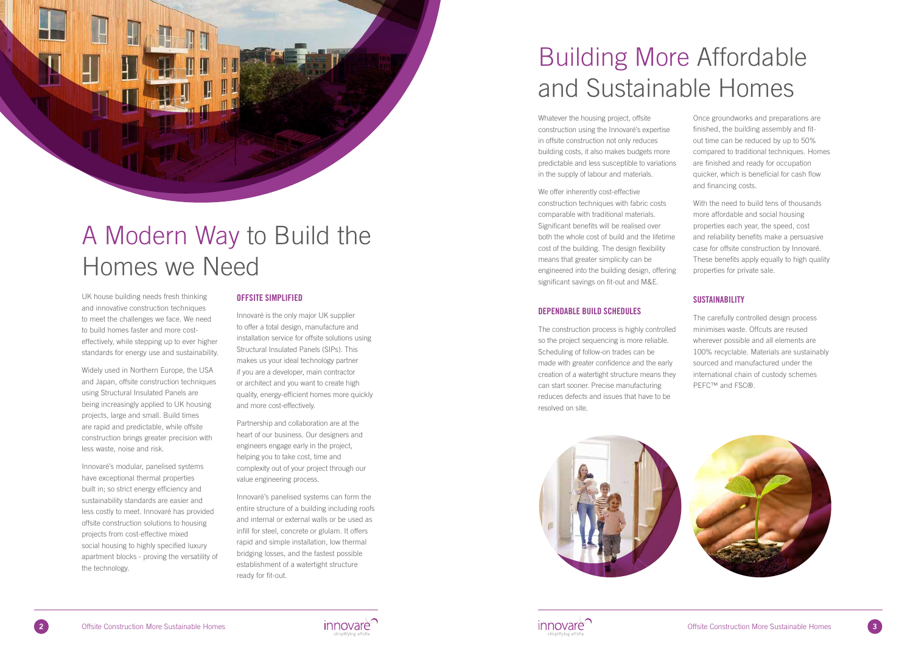# A Modern Way to Build the Homes we Need

UK house building needs fresh thinking and innovative construction techniques to meet the challenges we face. We need to build homes faster and more cost-effectively, while stepping up to ever higher standards for energy use and sustainability.

Widely used in Northern Europe, the USA and Japan, offsite construction techniques using Structural Insulated Panels are being increasingly applied to UK housing projects, large and small. Build times are rapid and predictable, while offsite construction brings greater precision with less waste, noise and risk.

Innovaré's modular, panelised systems have exceptional thermal properties built in; so strict energy efficiency and sustainability standards are easier and less costly to meet. Innovaré has provided offsite construction solutions to housing projects from cost-effective mixed social housing to highly specified luxury apartment blocks - proving the versatility of the technology.

## OFFSITE SIMPLIFIED

Innovaré is the only major UK supplier to offer a total design, manufacture and installation service for offsite solutions using Structural Insulated Panels (SIPs). This makes us your ideal technology partner if you are a developer, main contractor or architect and you want to create high quality, energy-efficient homes more quickly and more cost-effectively.

Partnership and collaboration are at the heart of our business. Our designers and engineers engage early in the project, helping you to take cost, time and complexity out of your project through our value engineering process.

Innovaré's panelised systems can form the entire structure of a building including roofs and internal or external walls or be used as infill for steel, concrete or glulam. It offers rapid and simple installation, low thermal bridging losses, and the fastest possible establishment of a watertight structure ready for fit-out.

# Building More Affordable and Sustainable Homes

Whatever the housing project, offsite construction using the Innovaré's expertise in offsite construction not only reduces building costs, it also makes budgets more predictable and less susceptible to variations in the supply of labour and materials.

We offer inherently cost-effective construction techniques with fabric costs comparable with traditional materials. Significant benefits will be realised over both the whole cost of build and the lifetime cost of the building. The design flexibility means that greater simplicity can be engineered into the building design, offering significant savings on fit-out and M&E.

## DEPENDABLE BUILD SCHEDULES

The construction process is highly controlled so the project sequencing is more reliable. Scheduling of follow-on trades can be made with greater confidence and the early creation of a watertight structure means they can start sooner. Precise manufacturing reduces defects and issues that have to be resolved on site.

Once groundworks and preparations are finished, the building assembly and fit-out time can be reduced by up to 50% compared to traditional techniques. Homes are finished and ready for occupation quicker, which is beneficial for cash flow and financing costs.

With the need to build tens of thousands more affordable and social housing properties each year, the speed, cost and reliability benefits make a persuasive case for offsite construction by Innovaré. These benefits apply equally to high quality properties for private sale.

## SUSTAINABILITY

The carefully controlled design process minimises waste. Offcuts are reused wherever possible and all elements are 100% recyclable. Materials are sustainably sourced and manufactured under the international chain of custody schemes PEFC™ and FSC®.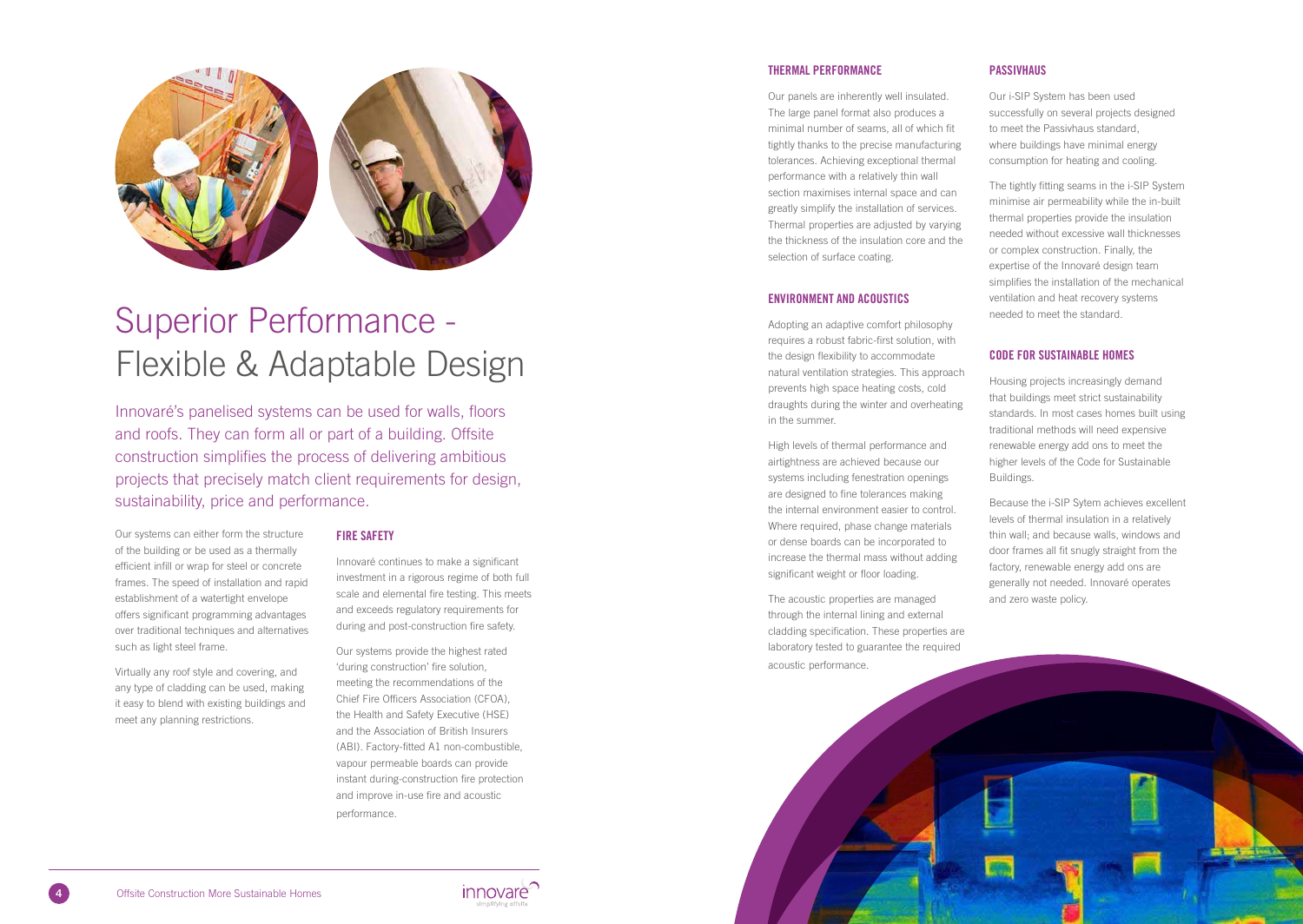# Superior Performance - Flexible & Adaptable Design

Innovaré's panelised systems can be used for walls, floors and roofs. They can form all or part of a building. Offsite construction simplifies the process of delivering ambitious projects that precisely match client requirements for design, sustainability, price and performance.

Our systems can either form the structure of the building or be used as a thermally efficient infill or wrap for steel or concrete frames. The speed of installation and rapid establishment of a watertight envelope offers significant programming advantages over traditional techniques and alternatives such as light steel frame.

Virtually any roof style and covering, and any type of cladding can be used, making it easy to blend with existing buildings and meet any planning restrictions.

### FIRE SAFETY

Innovaré continues to make a significant investment in a rigorous regime of both full scale and elemental fire testing. This meets and exceeds regulatory requirements for during and post-construction fire safety.

Our systems provide the highest rated 'during construction' fire solution, meeting the recommendations of the Chief Fire Officers Association (CFOA), the Health and Safety Executive (HSE) and the Association of British Insurers (ABI). Factory-fitted A1 non-combustible, vapour permeable boards can provide instant during-construction fire protection and improve in-use fire and acoustic performance.

### THERMAL PERFORMANCE

Our panels are inherently well insulated. The large panel format also produces a minimal number of seams, all of which fit tightly thanks to the precise manufacturing tolerances. Achieving exceptional thermal performance with a relatively thin wall section maximises internal space and can greatly simplify the installation of services. Thermal properties are adjusted by varying the thickness of the insulation core and the selection of surface coating.

### ENVIRONMENT AND ACOUSTICS

Adopting an adaptive comfort philosophy requires a robust fabric-first solution, with the design flexibility to accommodate natural ventilation strategies. This approach prevents high space heating costs, cold draughts during the winter and overheating in the summer.

High levels of thermal performance and airtightness are achieved because our systems including fenestration openings are designed to fine tolerances making the internal environment easier to control. Where required, phase change materials or dense boards can be incorporated to increase the thermal mass without adding significant weight or floor loading.

The acoustic properties are managed through the internal lining and external cladding specification. These properties are laboratory tested to guarantee the required acoustic performance.

### PASSIVHAUS

Our i-SIP System has been used successfully on several projects designed to meet the Passivhaus standard, where buildings have minimal energy consumption for heating and cooling.

The tightly fitting seams in the i-SIP System minimise air permeability while the in-built thermal properties provide the insulation needed without excessive wall thicknesses or complex construction. Finally, the expertise of the Innovaré design team simplifies the installation of the mechanical ventilation and heat recovery systems needed to meet the standard.

### CODE FOR SUSTAINABLE HOMES

Housing projects increasingly demand that buildings meet strict sustainability standards. In most cases homes built using traditional methods will need expensive renewable energy add ons to meet the higher levels of the Code for Sustainable Buildings.

Because the i-SIP Sytem achieves excellent levels of thermal insulation in a relatively thin wall; and because walls, windows and door frames all fit snugly straight from the factory, renewable energy add ons are generally not needed. Innovaré operates and zero waste policy.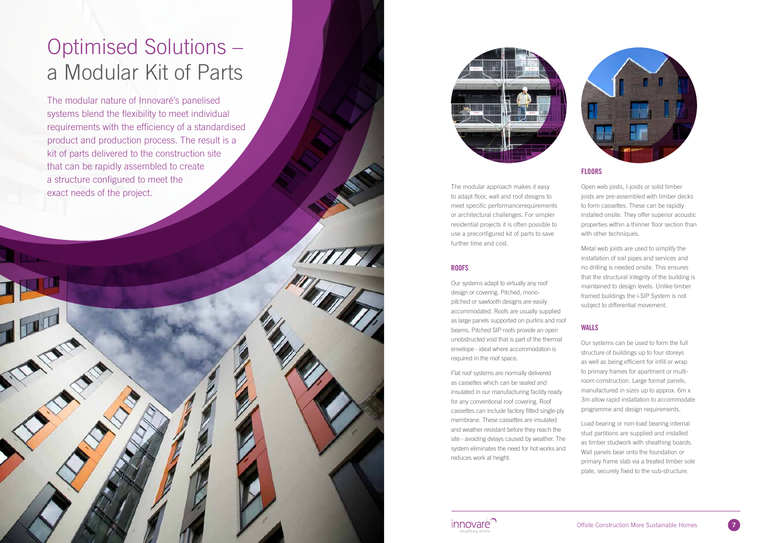# Optimised Solutions – a Modular Kit of Parts

The modular nature of Innovaré's panelised systems blend the flexibility to meet individual requirements with the efficiency of a standardised product and production process. The result is a kit of parts delivered to the construction site that can be rapidly assembled to create a structure configured to meet the exact needs of the project.

The modular approach makes it easy to adapt floor, wall and roof designs to meet specific performancerequirements or architectural challenges. For simpler residential projects it is often possible to use a preconfigured kit of parts to save further time and cost.

## ROOFS

Our systems adapt to virtually any roof design or covering. Pitched, mono-pitched or sawtooth designs are easily accommodated. Roofs are usually supplied as large panels supported on purlins and roof beams. Pitched SIP roofs provide an open unobstructed void that is part of the thermal envelope - ideal where accommodation is required in the roof space.

Flat roof systems are normally delivered as cassettes which can be sealed and insulated in our manufacturing facility ready for any conventional roof covering. Roof cassettes can include factory fitted single-ply membrane. These cassettes are insulated and weather resistant before they reach the site - avoiding delays caused by weather. The system eliminates the need for hot works and reduces work at height.

## FLOORS

Open web joists, I-joists or solid timber joists are pre-assembled with timber decks to form cassettes. These can be rapidly installed onsite. They offer superior acoustic properties within a thinner floor section than with other techniques.

Metal web joists are used to simplify the installation of soil pipes and services and no drilling is needed onsite. This ensures that the structural integrity of the building is maintained to design levels. Unlike timber framed buildings the i-SIP System is not subject to differential movement.

## WALLS

Our systems can be used to form the full structure of buildings up to four storeys as well as being efficient for infill or wrap to primary frames for apartment or multi-room construction. Large format panels, manufactured in sizes up to approx. 6m x 3m allow rapid installation to accommodate programme and design requirements.

Load bearing or non-load bearing internal stud partitions are supplied and installed as timber studwork with sheathing boards. Wall panels bear onto the foundation or primary frame slab via a treated timber sole plate, securely fixed to the sub-structure.